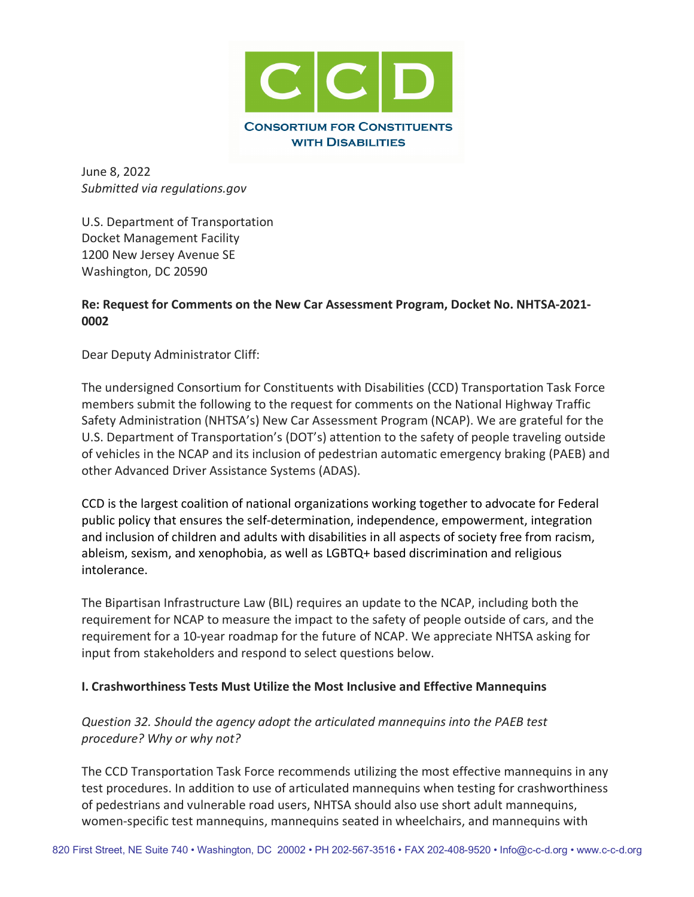CCD

CONSORTIUM FOR CONSTITUENTS WITH DISABILITIES

June 8, 2022
*Submitted via regulations.gov*

U.S. Department of Transportation
Docket Management Facility
1200 New Jersey Avenue SE
Washington, DC 20590

**Re: Request for Comments on the New Car Assessment Program, Docket No. NHTSA-2021-0002**

Dear Deputy Administrator Cliff:

The undersigned Consortium for Constituents with Disabilities (CCD) Transportation Task Force members submit the following to the request for comments on the National Highway Traffic Safety Administration (NHTSA's) New Car Assessment Program (NCAP). We are grateful for the U.S. Department of Transportation's (DOT's) attention to the safety of people traveling outside of vehicles in the NCAP and its inclusion of pedestrian automatic emergency braking (PAEB) and other Advanced Driver Assistance Systems (ADAS).

CCD is the largest coalition of national organizations working together to advocate for Federal public policy that ensures the self-determination, independence, empowerment, integration and inclusion of children and adults with disabilities in all aspects of society free from racism, ableism, sexism, and xenophobia, as well as LGBTQ+ based discrimination and religious intolerance.

The Bipartisan Infrastructure Law (BIL) requires an update to the NCAP, including both the requirement for NCAP to measure the impact to the safety of people outside of cars, and the requirement for a 10-year roadmap for the future of NCAP. We appreciate NHTSA asking for input from stakeholders and respond to select questions below.

**I. Crashworthiness Tests Must Utilize the Most Inclusive and Effective Mannequins**

*Question 32. Should the agency adopt the articulated mannequins into the PAEB test procedure? Why or why not?*

The CCD Transportation Task Force recommends utilizing the most effective mannequins in any test procedures. In addition to use of articulated mannequins when testing for crashworthiness of pedestrians and vulnerable road users, NHTSA should also use short adult mannequins, women-specific test mannequins, mannequins seated in wheelchairs, and mannequins with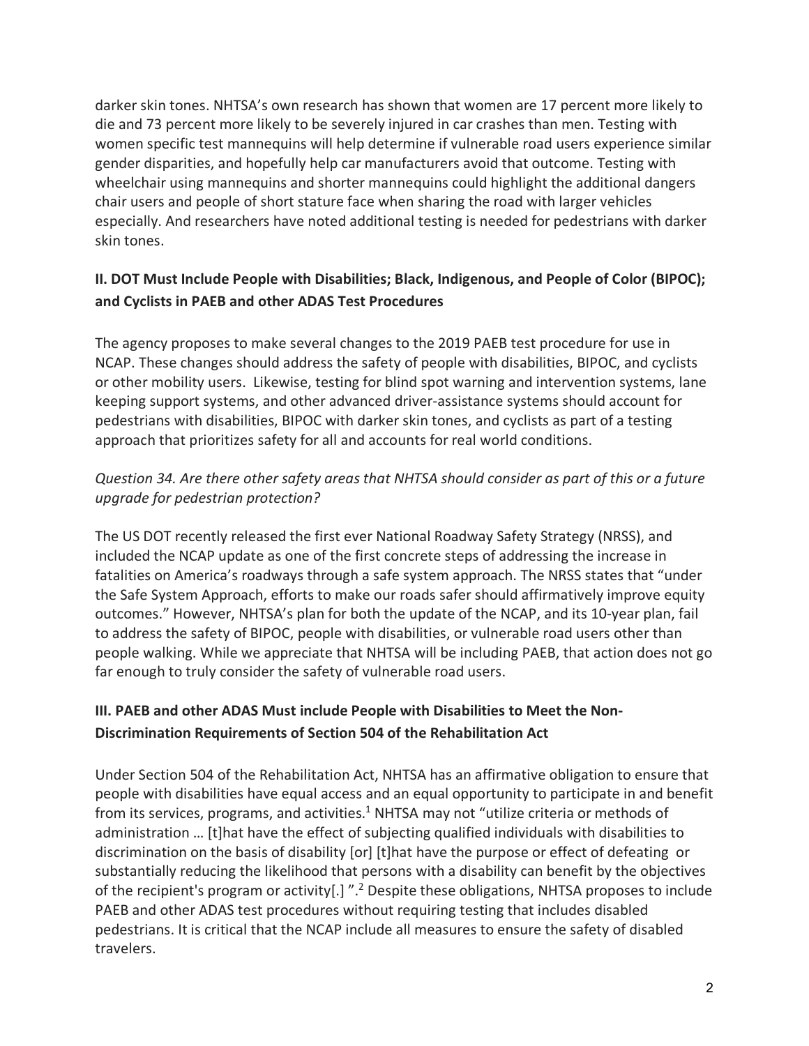darker skin tones. NHTSA's own research has shown that women are 17 percent more likely to die and 73 percent more likely to be severely injured in car crashes than men. Testing with women specific test mannequins will help determine if vulnerable road users experience similar gender disparities, and hopefully help car manufacturers avoid that outcome. Testing with wheelchair using mannequins and shorter mannequins could highlight the additional dangers chair users and people of short stature face when sharing the road with larger vehicles especially. And researchers have noted additional testing is needed for pedestrians with darker skin tones.

## II. DOT Must Include People with Disabilities; Black, Indigenous, and People of Color (BIPOC); and Cyclists in PAEB and other ADAS Test Procedures

The agency proposes to make several changes to the 2019 PAEB test procedure for use in NCAP. These changes should address the safety of people with disabilities, BIPOC, and cyclists or other mobility users. Likewise, testing for blind spot warning and intervention systems, lane keeping support systems, and other advanced driver-assistance systems should account for pedestrians with disabilities, BIPOC with darker skin tones, and cyclists as part of a testing approach that prioritizes safety for all and accounts for real world conditions.

*Question 34. Are there other safety areas that NHTSA should consider as part of this or a future upgrade for pedestrian protection?*

The US DOT recently released the first ever National Roadway Safety Strategy (NRSS), and included the NCAP update as one of the first concrete steps of addressing the increase in fatalities on America's roadways through a safe system approach. The NRSS states that "under the Safe System Approach, efforts to make our roads safer should affirmatively improve equity outcomes." However, NHTSA's plan for both the update of the NCAP, and its 10-year plan, fail to address the safety of BIPOC, people with disabilities, or vulnerable road users other than people walking. While we appreciate that NHTSA will be including PAEB, that action does not go far enough to truly consider the safety of vulnerable road users.

## III. PAEB and other ADAS Must include People with Disabilities to Meet the Non-Discrimination Requirements of Section 504 of the Rehabilitation Act

Under Section 504 of the Rehabilitation Act, NHTSA has an affirmative obligation to ensure that people with disabilities have equal access and an equal opportunity to participate in and benefit from its services, programs, and activities.[1] NHTSA may not "utilize criteria or methods of administration … [t]hat have the effect of subjecting qualified individuals with disabilities to discrimination on the basis of disability [or] [t]hat have the purpose or effect of defeating or substantially reducing the likelihood that persons with a disability can benefit by the objectives of the recipient's program or activity[.] ".[2] Despite these obligations, NHTSA proposes to include PAEB and other ADAS test procedures without requiring testing that includes disabled pedestrians. It is critical that the NCAP include all measures to ensure the safety of disabled travelers.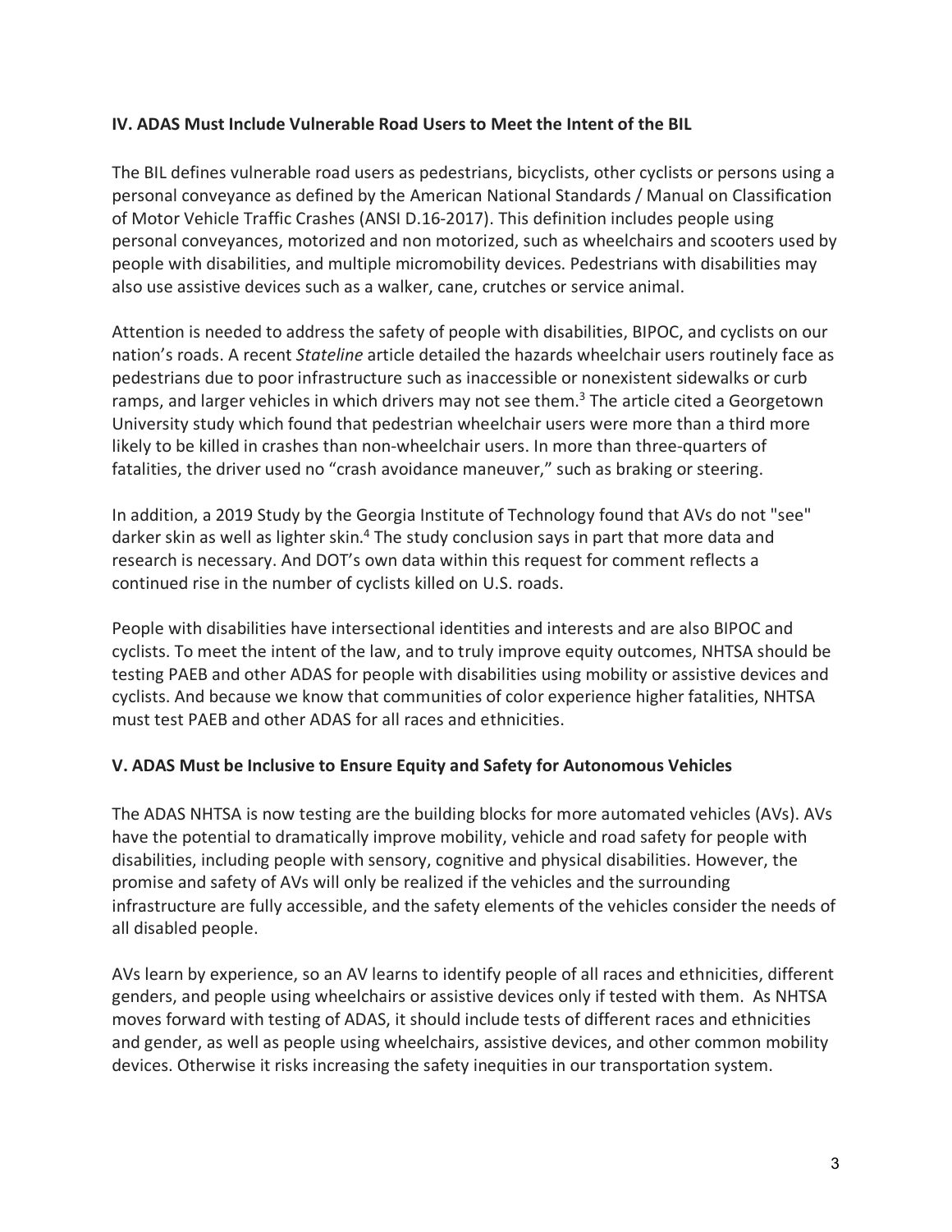### IV. ADAS Must Include Vulnerable Road Users to Meet the Intent of the BIL

The BIL defines vulnerable road users as pedestrians, bicyclists, other cyclists or persons using a personal conveyance as defined by the American National Standards / Manual on Classification of Motor Vehicle Traffic Crashes (ANSI D.16-2017). This definition includes people using personal conveyances, motorized and non motorized, such as wheelchairs and scooters used by people with disabilities, and multiple micromobility devices. Pedestrians with disabilities may also use assistive devices such as a walker, cane, crutches or service animal.

Attention is needed to address the safety of people with disabilities, BIPOC, and cyclists on our nation's roads. A recent *Stateline* article detailed the hazards wheelchair users routinely face as pedestrians due to poor infrastructure such as inaccessible or nonexistent sidewalks or curb ramps, and larger vehicles in which drivers may not see them.[3] The article cited a Georgetown University study which found that pedestrian wheelchair users were more than a third more likely to be killed in crashes than non-wheelchair users. In more than three-quarters of fatalities, the driver used no "crash avoidance maneuver," such as braking or steering.

In addition, a 2019 Study by the Georgia Institute of Technology found that AVs do not "see" darker skin as well as lighter skin.[4] The study conclusion says in part that more data and research is necessary. And DOT's own data within this request for comment reflects a continued rise in the number of cyclists killed on U.S. roads.

People with disabilities have intersectional identities and interests and are also BIPOC and cyclists. To meet the intent of the law, and to truly improve equity outcomes, NHTSA should be testing PAEB and other ADAS for people with disabilities using mobility or assistive devices and cyclists. And because we know that communities of color experience higher fatalities, NHTSA must test PAEB and other ADAS for all races and ethnicities.

### V. ADAS Must be Inclusive to Ensure Equity and Safety for Autonomous Vehicles

The ADAS NHTSA is now testing are the building blocks for more automated vehicles (AVs). AVs have the potential to dramatically improve mobility, vehicle and road safety for people with disabilities, including people with sensory, cognitive and physical disabilities. However, the promise and safety of AVs will only be realized if the vehicles and the surrounding infrastructure are fully accessible, and the safety elements of the vehicles consider the needs of all disabled people.

AVs learn by experience, so an AV learns to identify people of all races and ethnicities, different genders, and people using wheelchairs or assistive devices only if tested with them. As NHTSA moves forward with testing of ADAS, it should include tests of different races and ethnicities and gender, as well as people using wheelchairs, assistive devices, and other common mobility devices. Otherwise it risks increasing the safety inequities in our transportation system.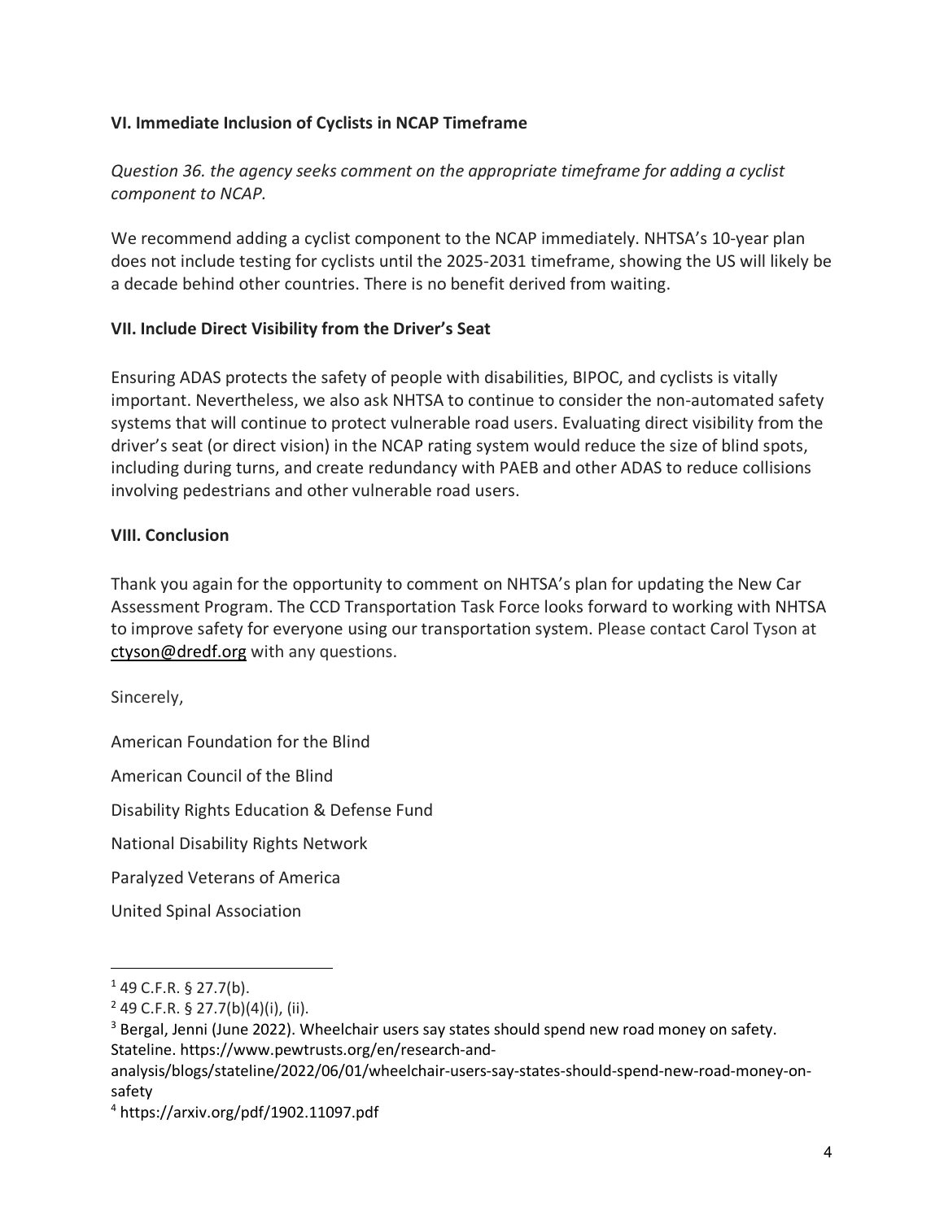### VI. Immediate Inclusion of Cyclists in NCAP Timeframe

*Question 36. the agency seeks comment on the appropriate timeframe for adding a cyclist component to NCAP.*

We recommend adding a cyclist component to the NCAP immediately. NHTSA's 10-year plan does not include testing for cyclists until the 2025-2031 timeframe, showing the US will likely be a decade behind other countries. There is no benefit derived from waiting.

### VII. Include Direct Visibility from the Driver's Seat

Ensuring ADAS protects the safety of people with disabilities, BIPOC, and cyclists is vitally important. Nevertheless, we also ask NHTSA to continue to consider the non-automated safety systems that will continue to protect vulnerable road users. Evaluating direct visibility from the driver's seat (or direct vision) in the NCAP rating system would reduce the size of blind spots, including during turns, and create redundancy with PAEB and other ADAS to reduce collisions involving pedestrians and other vulnerable road users.

### VIII. Conclusion

Thank you again for the opportunity to comment on NHTSA's plan for updating the New Car Assessment Program. The CCD Transportation Task Force looks forward to working with NHTSA to improve safety for everyone using our transportation system. Please contact Carol Tyson at ctyson@dredf.org with any questions.

Sincerely,

American Foundation for the Blind

American Council of the Blind

Disability Rights Education & Defense Fund

National Disability Rights Network

Paralyzed Veterans of America

United Spinal Association

---

[1] 49 C.F.R. § 27.7(b).

[2] 49 C.F.R. § 27.7(b)(4)(i), (ii).

[3] Bergal, Jenni (June 2022). Wheelchair users say states should spend new road money on safety. Stateline. https://www.pewtrusts.org/en/research-and-analysis/blogs/stateline/2022/06/01/wheelchair-users-say-states-should-spend-new-road-money-on-safety

[4] https://arxiv.org/pdf/1902.11097.pdf